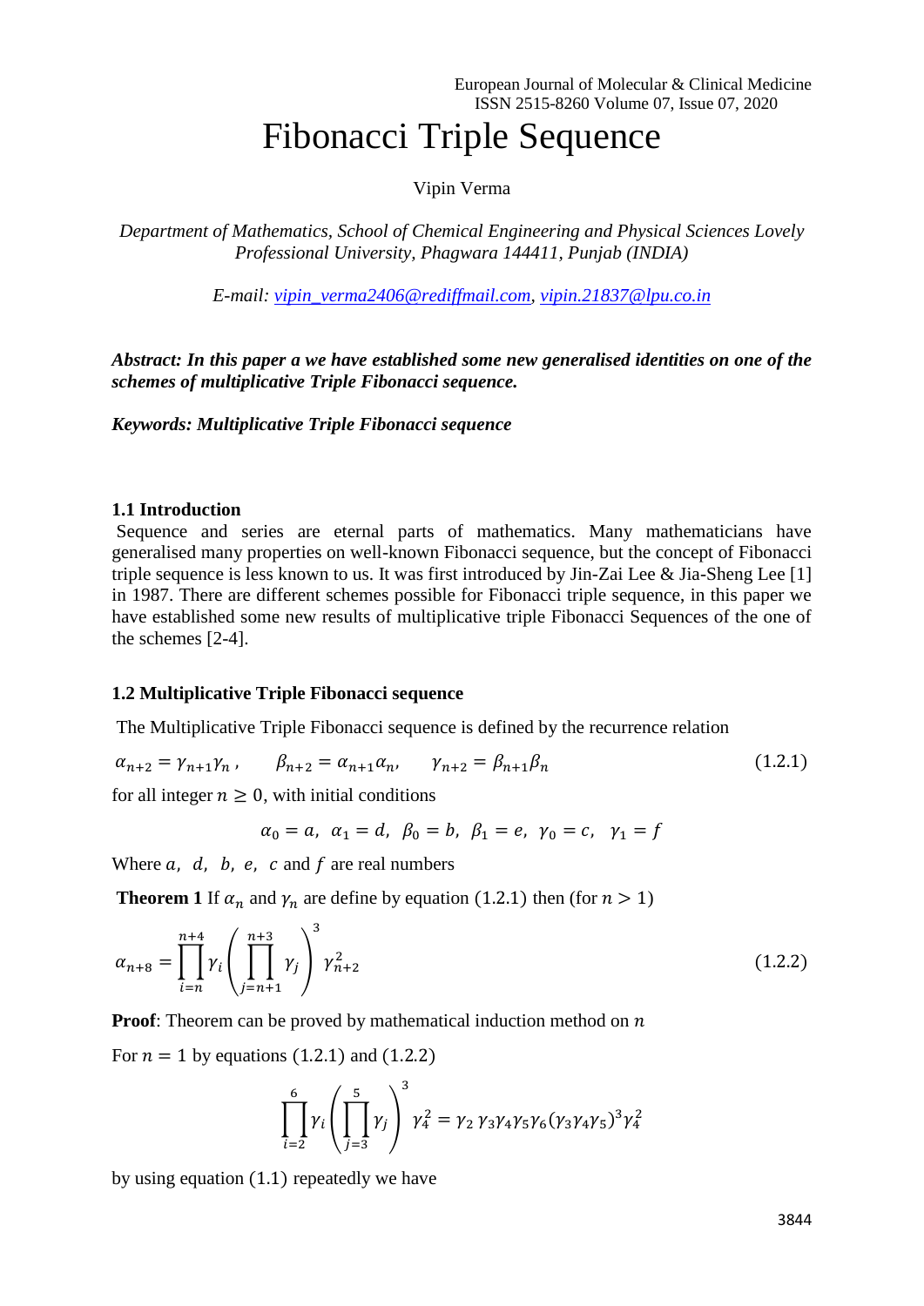# Fibonacci Triple Sequence

Vipin Verma

*Department of Mathematics, School of Chemical Engineering and Physical Sciences Lovely Professional University, Phagwara 144411, Punjab (INDIA)*

*E-mail: vipin_verma2406@rediffmail.com, vipin.21837@lpu.co.in*

***Abstract: In this paper a we have established some new generalised identities on one of the schemes of multiplicative Triple Fibonacci sequence.***

***Keywords: Multiplicative Triple Fibonacci sequence***

### 1.1 Introduction

Sequence and series are eternal parts of mathematics. Many mathematicians have generalised many properties on well-known Fibonacci sequence, but the concept of Fibonacci triple sequence is less known to us. It was first introduced by Jin-Zai Lee & Jia-Sheng Lee [1] in 1987. There are different schemes possible for Fibonacci triple sequence, in this paper we have established some new results of multiplicative triple Fibonacci Sequences of the one of the schemes [2-4].

### 1.2 Multiplicative Triple Fibonacci sequence

The Multiplicative Triple Fibonacci sequence is defined by the recurrence relation

$$\alpha_{n+2} = \gamma_{n+1}\gamma_n, \qquad \beta_{n+2} = \alpha_{n+1}\alpha_n, \qquad \gamma_{n+2} = \beta_{n+1}\beta_n \tag{1.2.1}$$

for all integer $n \geq 0$, with initial conditions

$$\alpha_0 = a,\ \alpha_1 = d,\ \beta_0 = b,\ \beta_1 = e,\ \gamma_0 = c,\ \ \gamma_1 = f$$

Where $a,\ d,\ b,\ e,\ c$ and $f$ are real numbers

**Theorem 1** If $\alpha_n$ and $\gamma_n$ are define by equation $(1.2.1)$ then (for $n > 1$)

$$\alpha_{n+8} = \prod_{i=n}^{n+4} \gamma_i \left( \prod_{j=n+1}^{n+3} \gamma_j \right)^3 \gamma_{n+2}^2 \tag{1.2.2}$$

**Proof**: Theorem can be proved by mathematical induction method on $n$

For $n = 1$ by equations $(1.2.1)$ and $(1.2.2)$

$$\prod_{i=2}^{6} \gamma_i \left( \prod_{j=3}^{5} \gamma_j \right)^3 \gamma_4^2 = \gamma_2\, \gamma_3\gamma_4\gamma_5\gamma_6(\gamma_3\gamma_4\gamma_5)^3\gamma_4^2$$

by using equation $(1.1)$ repeatedly we have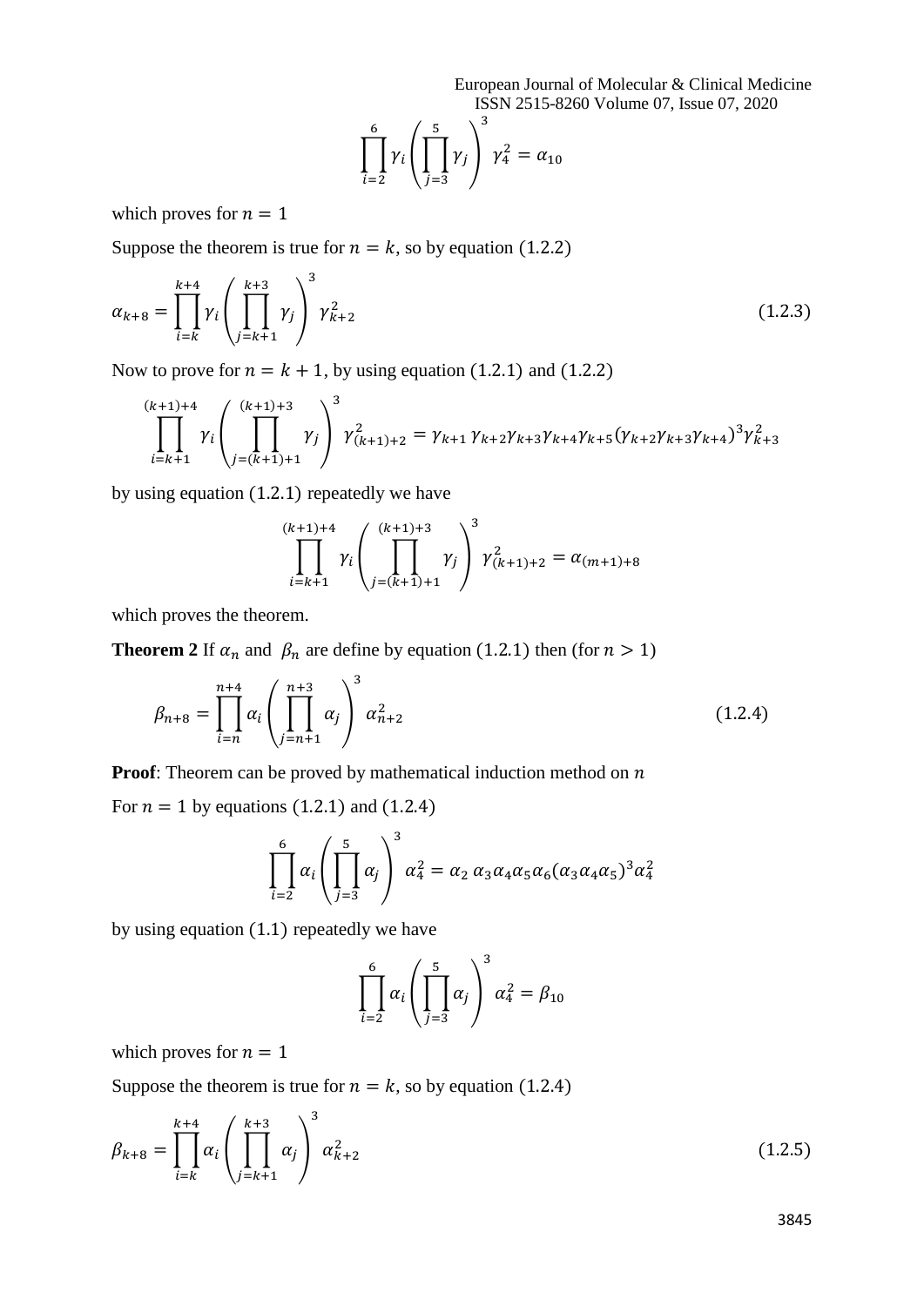$$\prod_{i=2}^{6} \gamma_i \left( \prod_{j=3}^{5} \gamma_j \right)^3 \gamma_4^2 = \alpha_{10}$$

which proves for $n = 1$

Suppose the theorem is true for $n = k$, so by equation (1.2.2)

$$\alpha_{k+8} = \prod_{i=k}^{k+4} \gamma_i \left( \prod_{j=k+1}^{k+3} \gamma_j \right)^3 \gamma_{k+2}^2 \tag{1.2.3}$$

Now to prove for $n = k + 1$, by using equation (1.2.1) and (1.2.2)

$$\prod_{i=k+1}^{(k+1)+4} \gamma_i \left( \prod_{j=(k+1)+1}^{(k+1)+3} \gamma_j \right)^3 \gamma_{(k+1)+2}^2 = \gamma_{k+1}\, \gamma_{k+2}\gamma_{k+3}\gamma_{k+4}\gamma_{k+5}(\gamma_{k+2}\gamma_{k+3}\gamma_{k+4})^3\gamma_{k+3}^2$$

by using equation (1.2.1) repeatedly we have

$$\prod_{i=k+1}^{(k+1)+4} \gamma_i \left( \prod_{j=(k+1)+1}^{(k+1)+3} \gamma_j \right)^3 \gamma_{(k+1)+2}^2 = \alpha_{(m+1)+8}$$

which proves the theorem.

**Theorem 2** If $\alpha_n$ and $\beta_n$ are define by equation (1.2.1) then (for $n > 1$)

$$\beta_{n+8} = \prod_{i=n}^{n+4} \alpha_i \left( \prod_{j=n+1}^{n+3} \alpha_j \right)^3 \alpha_{n+2}^2 \tag{1.2.4}$$

**Proof**: Theorem can be proved by mathematical induction method on $n$

For $n = 1$ by equations (1.2.1) and (1.2.4)

$$\prod_{i=2}^{6} \alpha_i \left( \prod_{j=3}^{5} \alpha_j \right)^3 \alpha_4^2 = \alpha_2\, \alpha_3\alpha_4\alpha_5\alpha_6(\alpha_3\alpha_4\alpha_5)^3\alpha_4^2$$

by using equation (1.1) repeatedly we have

$$\prod_{i=2}^{6} \alpha_i \left( \prod_{j=3}^{5} \alpha_j \right)^3 \alpha_4^2 = \beta_{10}$$

which proves for $n = 1$

Suppose the theorem is true for $n = k$, so by equation (1.2.4)

$$\beta_{k+8} = \prod_{i=k}^{k+4} \alpha_i \left( \prod_{j=k+1}^{k+3} \alpha_j \right)^3 \alpha_{k+2}^2 \tag{1.2.5}$$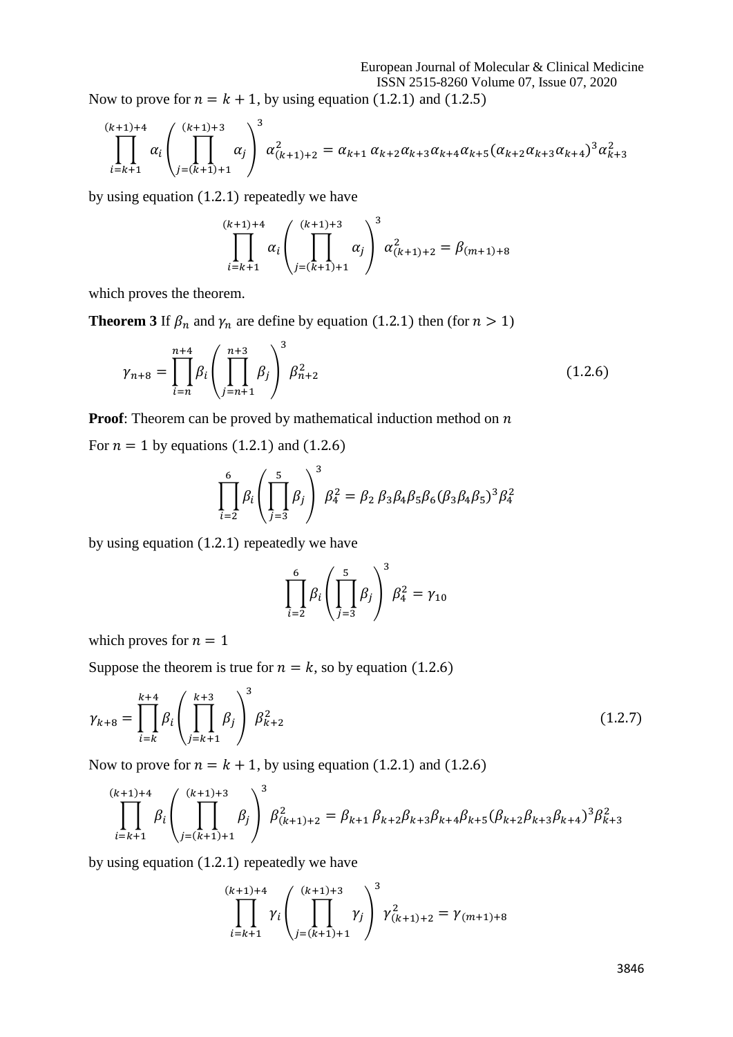Now to prove for $n = k + 1$, by using equation (1.2.1) and (1.2.5)

$$\prod_{i=k+1}^{(k+1)+4} \alpha_i \left( \prod_{j=(k+1)+1}^{(k+1)+3} \alpha_j \right)^3 \alpha_{(k+1)+2}^2 = \alpha_{k+1}\, \alpha_{k+2}\alpha_{k+3}\alpha_{k+4}\alpha_{k+5}(\alpha_{k+2}\alpha_{k+3}\alpha_{k+4})^3\alpha_{k+3}^2$$

by using equation (1.2.1) repeatedly we have

$$\prod_{i=k+1}^{(k+1)+4} \alpha_i \left( \prod_{j=(k+1)+1}^{(k+1)+3} \alpha_j \right)^3 \alpha_{(k+1)+2}^2 = \beta_{(m+1)+8}$$

which proves the theorem.

**Theorem 3** If $\beta_n$ and $\gamma_n$ are define by equation (1.2.1) then (for $n > 1$)

$$\gamma_{n+8} = \prod_{i=n}^{n+4} \beta_i \left( \prod_{j=n+1}^{n+3} \beta_j \right)^3 \beta_{n+2}^2 \tag{1.2.6}$$

**Proof**: Theorem can be proved by mathematical induction method on $n$

For $n = 1$ by equations (1.2.1) and (1.2.6)

$$\prod_{i=2}^{6} \beta_i \left( \prod_{j=3}^{5} \beta_j \right)^3 \beta_4^2 = \beta_2\, \beta_3\beta_4\beta_5\beta_6(\beta_3\beta_4\beta_5)^3\beta_4^2$$

by using equation (1.2.1) repeatedly we have

$$\prod_{i=2}^{6} \beta_i \left( \prod_{j=3}^{5} \beta_j \right)^3 \beta_4^2 = \gamma_{10}$$

which proves for $n = 1$

Suppose the theorem is true for $n = k$, so by equation (1.2.6)

$$\gamma_{k+8} = \prod_{i=k}^{k+4} \beta_i \left( \prod_{j=k+1}^{k+3} \beta_j \right)^3 \beta_{k+2}^2 \tag{1.2.7}$$

Now to prove for $n = k + 1$, by using equation (1.2.1) and (1.2.6)

$$\prod_{i=k+1}^{(k+1)+4} \beta_i \left( \prod_{j=(k+1)+1}^{(k+1)+3} \beta_j \right)^3 \beta_{(k+1)+2}^2 = \beta_{k+1}\, \beta_{k+2}\beta_{k+3}\beta_{k+4}\beta_{k+5}(\beta_{k+2}\beta_{k+3}\beta_{k+4})^3\beta_{k+3}^2$$

by using equation (1.2.1) repeatedly we have

$$\prod_{i=k+1}^{(k+1)+4} \gamma_i \left( \prod_{j=(k+1)+1}^{(k+1)+3} \gamma_j \right)^3 \gamma_{(k+1)+2}^2 = \gamma_{(m+1)+8}$$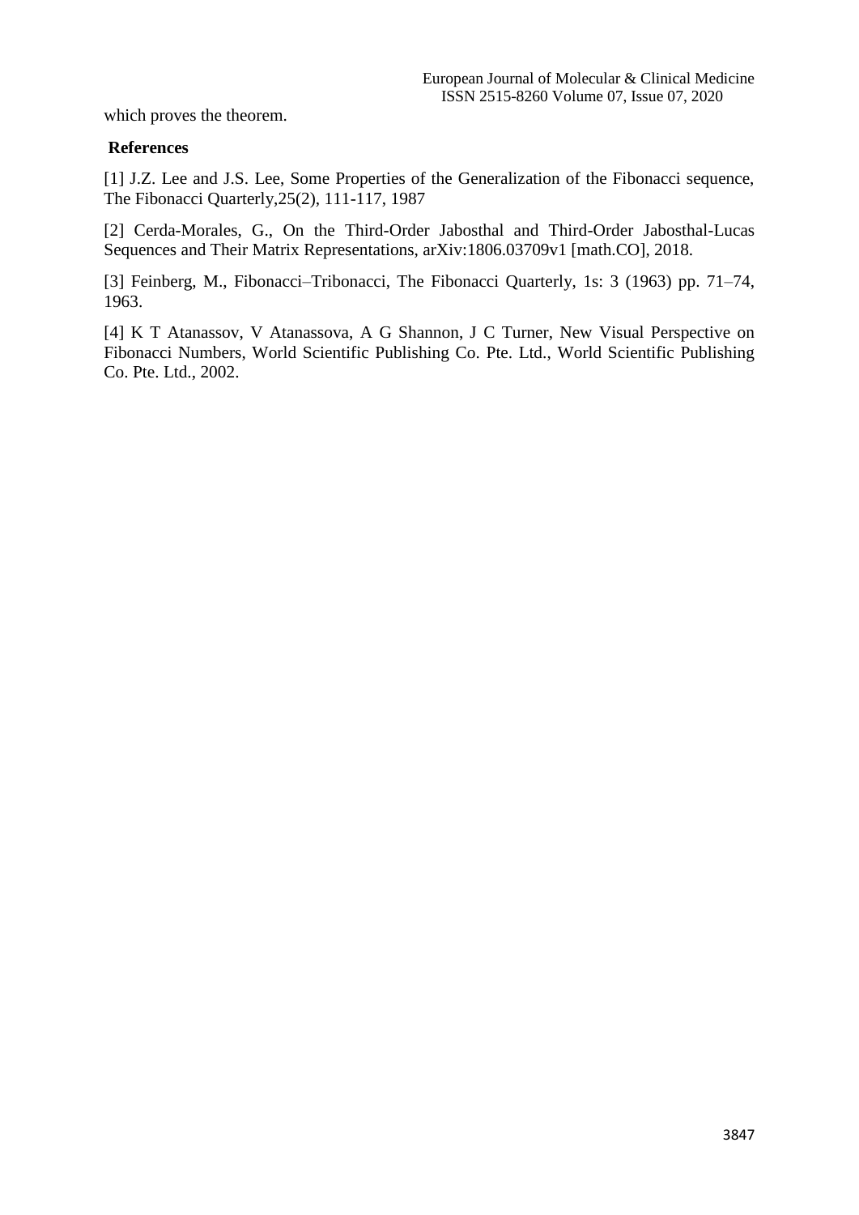which proves the theorem.

## References

[1] J.Z. Lee and J.S. Lee, Some Properties of the Generalization of the Fibonacci sequence, The Fibonacci Quarterly,25(2), 111-117, 1987

[2] Cerda-Morales, G., On the Third-Order Jabosthal and Third-Order Jabosthal-Lucas Sequences and Their Matrix Representations, arXiv:1806.03709v1 [math.CO], 2018.

[3] Feinberg, M., Fibonacci–Tribonacci, The Fibonacci Quarterly, 1s: 3 (1963) pp. 71–74, 1963.

[4] K T Atanassov, V Atanassova, A G Shannon, J C Turner, New Visual Perspective on Fibonacci Numbers, World Scientific Publishing Co. Pte. Ltd., World Scientific Publishing Co. Pte. Ltd., 2002.